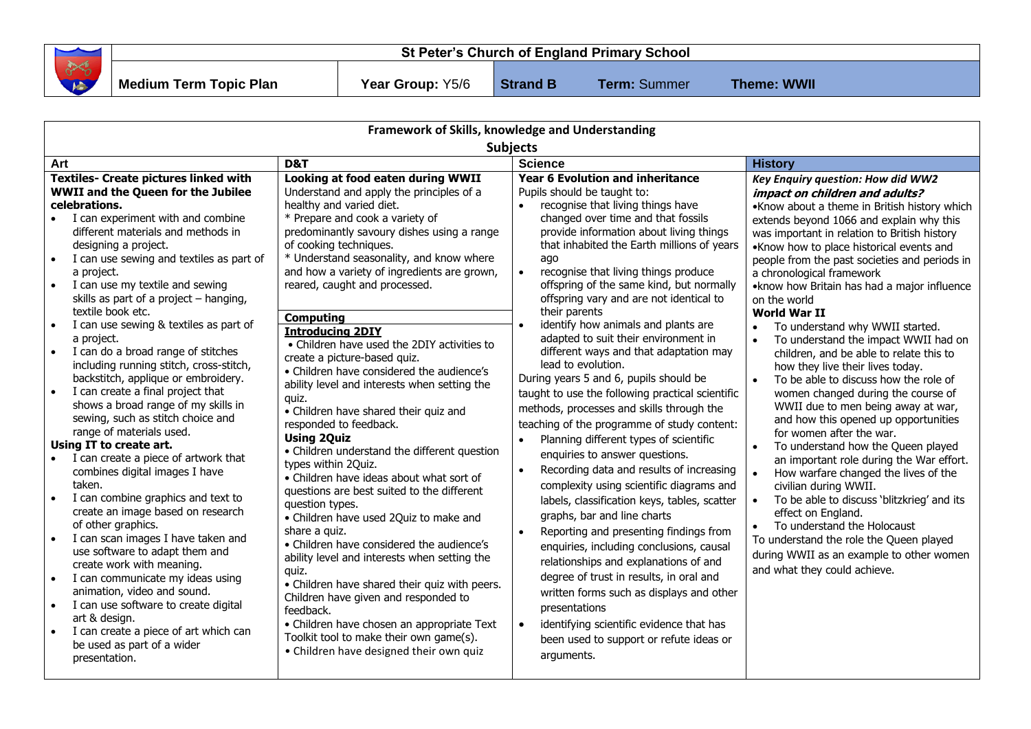| St Peter's Church of England Primary School | | | | |
|---|---|---|---|---|
| **Medium Term Topic Plan** | **Year Group:** Y5/6 | **Strand B** | **Term:** Summer | **Theme: WWII** |

**Framework of Skills, knowledge and Understanding**

**Subjects**

| Art | D&T | Science | History |
|---|---|---|---|
| **Textiles- Create pictures linked with WWII and the Queen for the Jubilee celebrations.**<br>• I can experiment with and combine different materials and methods in designing a project.<br>• I can use sewing and textiles as part of a project.<br>• I can use my textile and sewing skills as part of a project – hanging, textile book etc.<br>• I can use sewing & textiles as part of a project.<br>• I can do a broad range of stitches including running stitch, cross-stitch, backstitch, applique or embroidery.<br>• I can create a final project that shows a broad range of my skills in sewing, such as stitch choice and range of materials used.<br>**Using IT to create art.**<br>• I can create a piece of artwork that combines digital images I have taken.<br>• I can combine graphics and text to create an image based on research of other graphics.<br>• I can scan images I have taken and use software to adapt them and create work with meaning.<br>• I can communicate my ideas using animation, video and sound.<br>• I can use software to create digital art & design.<br>• I can create a piece of art which can be used as part of a wider presentation. | **Looking at food eaten during WWII**<br>Understand and apply the principles of a healthy and varied diet.<br>* Prepare and cook a variety of predominantly savoury dishes using a range of cooking techniques.<br>* Understand seasonality, and know where and how a variety of ingredients are grown, reared, caught and processed.<br><br>**Computing**<br>**Introducing 2DIY**<br>• Children have used the 2DIY activities to create a picture-based quiz.<br>• Children have considered the audience's ability level and interests when setting the quiz.<br>• Children have shared their quiz and responded to feedback.<br>**Using 2Quiz**<br>• Children understand the different question types within 2Quiz.<br>• Children have ideas about what sort of questions are best suited to the different question types.<br>• Children have used 2Quiz to make and share a quiz.<br>• Children have considered the audience's ability level and interests when setting the quiz.<br>• Children have shared their quiz with peers. Children have given and responded to feedback.<br>• Children have chosen an appropriate Text Toolkit tool to make their own game(s).<br>• Children have designed their own quiz | **Year 6 Evolution and inheritance**<br>Pupils should be taught to:<br>• recognise that living things have changed over time and that fossils provide information about living things that inhabited the Earth millions of years ago<br>• recognise that living things produce offspring of the same kind, but normally offspring vary and are not identical to their parents<br>• identify how animals and plants are adapted to suit their environment in different ways and that adaptation may lead to evolution.<br>During years 5 and 6, pupils should be taught to use the following practical scientific methods, processes and skills through the teaching of the programme of study content:<br>• Planning different types of scientific enquiries to answer questions.<br>• Recording data and results of increasing complexity using scientific diagrams and labels, classification keys, tables, scatter graphs, bar and line charts<br>• Reporting and presenting findings from enquiries, including conclusions, causal relationships and explanations of and degree of trust in results, in oral and written forms such as displays and other presentations<br>• identifying scientific evidence that has been used to support or refute ideas or arguments. | ***Key Enquiry question: How did WW2 impact on children and adults?***<br>•Know about a theme in British history which extends beyond 1066 and explain why this was important in relation to British history<br>•Know how to place historical events and people from the past societies and periods in a chronological framework<br>•know how Britain has had a major influence on the world<br>**World War II**<br>• To understand why WWII started.<br>• To understand the impact WWII had on children, and be able to relate this to how they live their lives today.<br>• To be able to discuss how the role of women changed during the course of WWII due to men being away at war, and how this opened up opportunities for women after the war.<br>• To understand how the Queen played an important role during the War effort.<br>• How warfare changed the lives of the civilian during WWII.<br>• To be able to discuss 'blitzkrieg' and its effect on England.<br>• To understand the Holocaust<br>To understand the role the Queen played during WWII as an example to other women and what they could achieve. |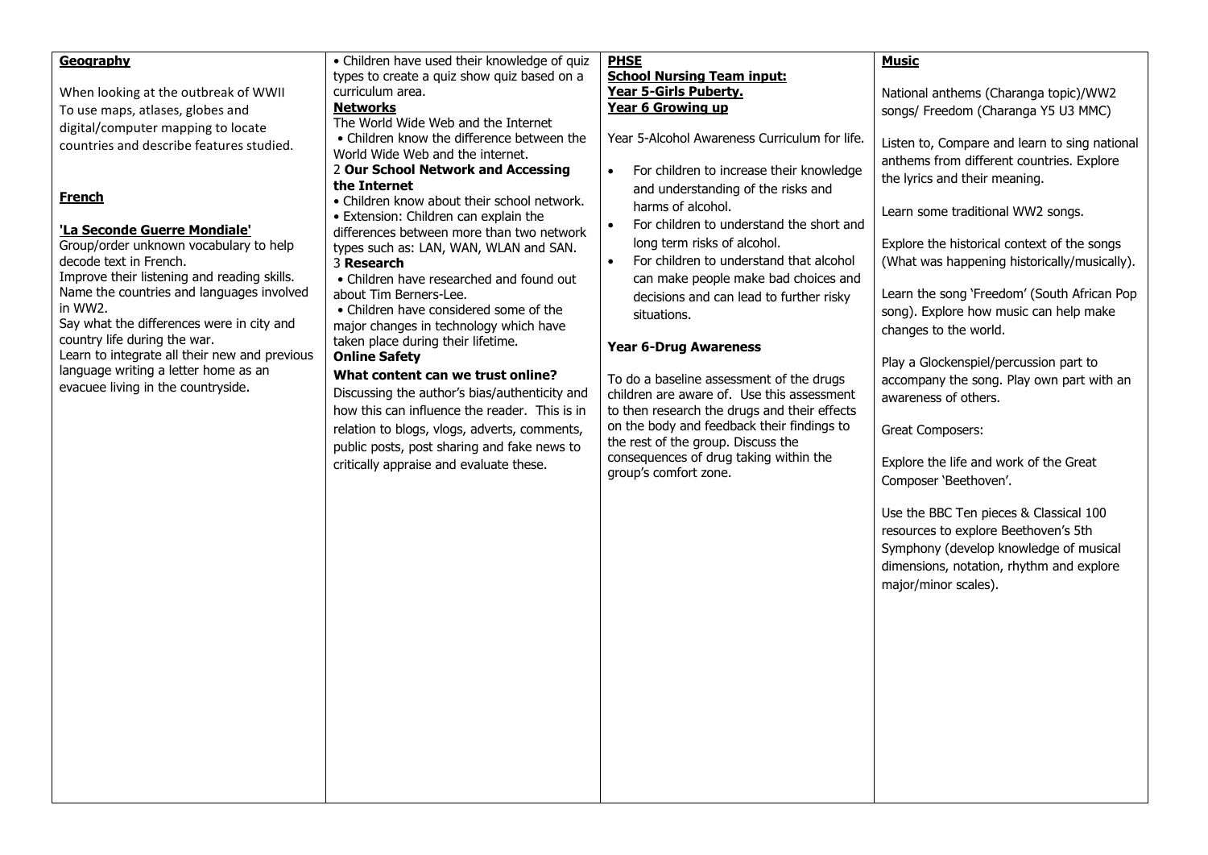| | | | |
|---|---|---|---|
| **Geography**<br><br>When looking at the outbreak of WWII To use maps, atlases, globes and digital/computer mapping to locate countries and describe features studied.<br><br>**French**<br><br>**'La Seconde Guerre Mondiale'**<br>Group/order unknown vocabulary to help decode text in French.<br>Improve their listening and reading skills.<br>Name the countries and languages involved in WW2.<br>Say what the differences were in city and country life during the war.<br>Learn to integrate all their new and previous language writing a letter home as an evacuee living in the countryside. | • Children have used their knowledge of quiz types to create a quiz show quiz based on a curriculum area.<br>**Networks**<br>The World Wide Web and the Internet<br>• Children know the difference between the World Wide Web and the internet.<br>2 **Our School Network and Accessing the Internet**<br>• Children know about their school network.<br>• Extension: Children can explain the differences between more than two network types such as: LAN, WAN, WLAN and SAN.<br>3 **Research**<br>• Children have researched and found out about Tim Berners-Lee.<br>• Children have considered some of the major changes in technology which have taken place during their lifetime.<br>**Online Safety**<br>**What content can we trust online?**<br>Discussing the author's bias/authenticity and how this can influence the reader. This is in relation to blogs, vlogs, adverts, comments, public posts, post sharing and fake news to critically appraise and evaluate these. | **PHSE**<br>**School Nursing Team input:**<br>**Year 5-Girls Puberty.**<br>**Year 6 Growing up**<br><br>Year 5-Alcohol Awareness Curriculum for life.<br><br>• For children to increase their knowledge and understanding of the risks and harms of alcohol.<br>• For children to understand the short and long term risks of alcohol.<br>• For children to understand that alcohol can make people make bad choices and decisions and can lead to further risky situations.<br><br>**Year 6-Drug Awareness**<br><br>To do a baseline assessment of the drugs children are aware of. Use this assessment to then research the drugs and their effects on the body and feedback their findings to the rest of the group. Discuss the consequences of drug taking within the group's comfort zone. | **Music**<br><br>National anthems (Charanga topic)/WW2 songs/ Freedom (Charanga Y5 U3 MMC)<br><br>Listen to, Compare and learn to sing national anthems from different countries. Explore the lyrics and their meaning.<br><br>Learn some traditional WW2 songs.<br><br>Explore the historical context of the songs (What was happening historically/musically).<br><br>Learn the song 'Freedom' (South African Pop song). Explore how music can help make changes to the world.<br><br>Play a Glockenspiel/percussion part to accompany the song. Play own part with an awareness of others.<br><br>Great Composers:<br><br>Explore the life and work of the Great Composer 'Beethoven'.<br><br>Use the BBC Ten pieces & Classical 100 resources to explore Beethoven's 5th Symphony (develop knowledge of musical dimensions, notation, rhythm and explore major/minor scales). |